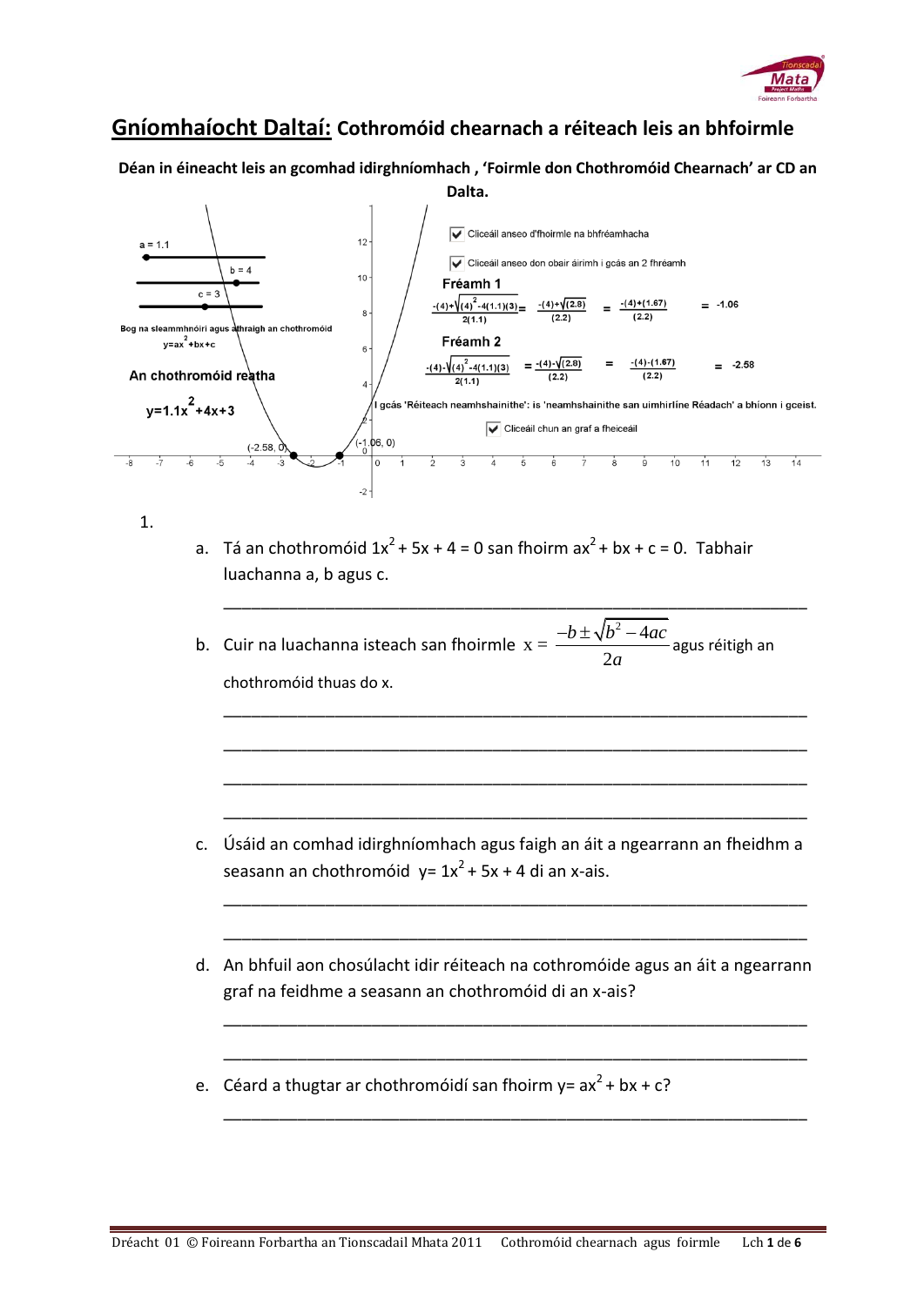# **Gníomhaíocht Daltaí:** Cothromóid chearnach a réiteach leis an bhfoirmle

**Déan in éineacht leis an gcomhad idirghníomhach , 'Foirmle don Chothromóid Chearnach' ar CD an Dalta.**

a = 1.1
b = 4
c = 3
Bog na sleammhnóiri agus athraigh an chothromóid
$y=ax^2+bx+c$
An chothromóid reatha
$y=1.1x^2+4x+3$
(-2.58, 0)
(-1.06, 0)

Cliceáil anseo d'fhoirmle na bhfréamhacha
Cliceáil anseo don obair áirimh i gcás an 2 fhréamh

Fréamh 1

$$\frac{-(4)+\sqrt{(4)^2-4(1.1)(3)}}{2(1.1)} = \frac{-(4)+\sqrt{(2.8)}}{(2.2)} = \frac{-(4)+(1.67)}{(2.2)} = -1.06$$

Fréamh 2

$$\frac{-(4)-\sqrt{(4)^2-4(1.1)(3)}}{2(1.1)} = \frac{-(4)-\sqrt{(2.8)}}{(2.2)} = \frac{-(4)-(1.67)}{(2.2)} = -2.58$$

I gcás 'Réiteach neamhshainithe': is 'neamhshainithe san uimhirlíne Réadach' a bhíonn i gceist.

Cliceáil chun an graf a fheiceáil

1.

a. Tá an chothromóid $1x^2 + 5x + 4 = 0$ san fhoirm $ax^2 + bx + c = 0$. Tabhair luachanna a, b agus c.

_______________________________________________________________

b. Cuir na luachanna isteach san fhoirmle $x = \dfrac{-b \pm \sqrt{b^2-4ac}}{2a}$ agus réitigh an chothromóid thuas do x.

_______________________________________________________________

_______________________________________________________________

_______________________________________________________________

_______________________________________________________________

c. Úsáid an comhad idirghníomhach agus faigh an áit a ngearrann an fheidhm a seasann an chothromóid $y= 1x^2 + 5x + 4$ di an x-ais.

_______________________________________________________________

_______________________________________________________________

d. An bhfuil aon chosúlacht idir réiteach na cothromóide agus an áit a ngearrann graf na feidhme a seasann an chothromóid di an x-ais?

_______________________________________________________________

_______________________________________________________________

e. Céard a thugtar ar chothromóidí san fhoirm $y= ax^2 + bx + c$?

_______________________________________________________________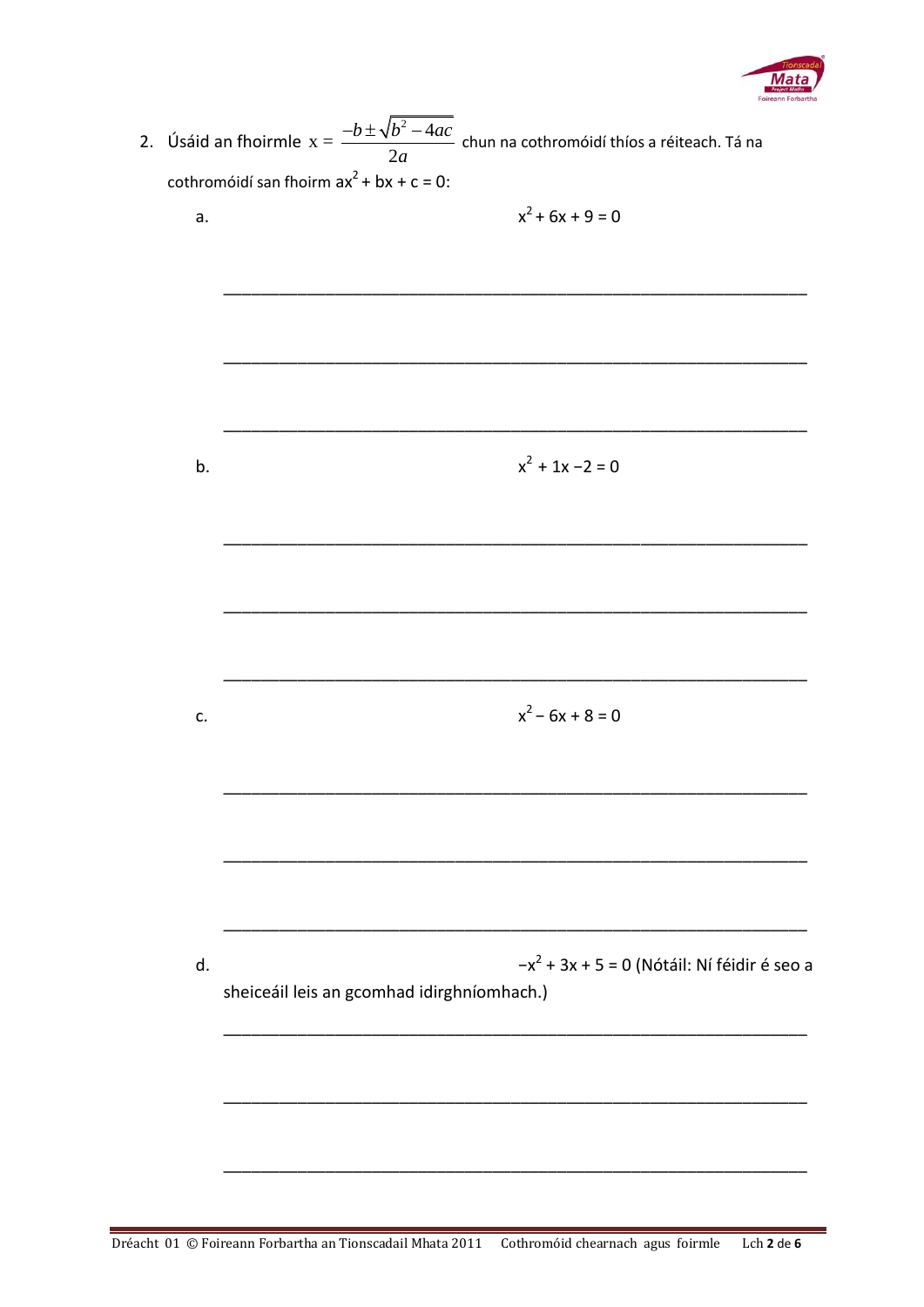2. Úsáid an fhoirmle $x = \dfrac{-b \pm \sqrt{b^2 - 4ac}}{2a}$ chun na cothromóidí thíos a réiteach. Tá na cothromóidí san fhoirm $ax^2 + bx + c = 0$:

a. $x^2 + 6x + 9 = 0$

______________________________________________________________

______________________________________________________________

______________________________________________________________

b. $x^2 + 1x - 2 = 0$

______________________________________________________________

______________________________________________________________

______________________________________________________________

c. $x^2 - 6x + 8 = 0$

______________________________________________________________

______________________________________________________________

______________________________________________________________

d. $-x^2 + 3x + 5 = 0$ (Nótáil: Ní féidir é seo a sheiceáil leis an gcomhad idirghníomhach.)

______________________________________________________________

______________________________________________________________

______________________________________________________________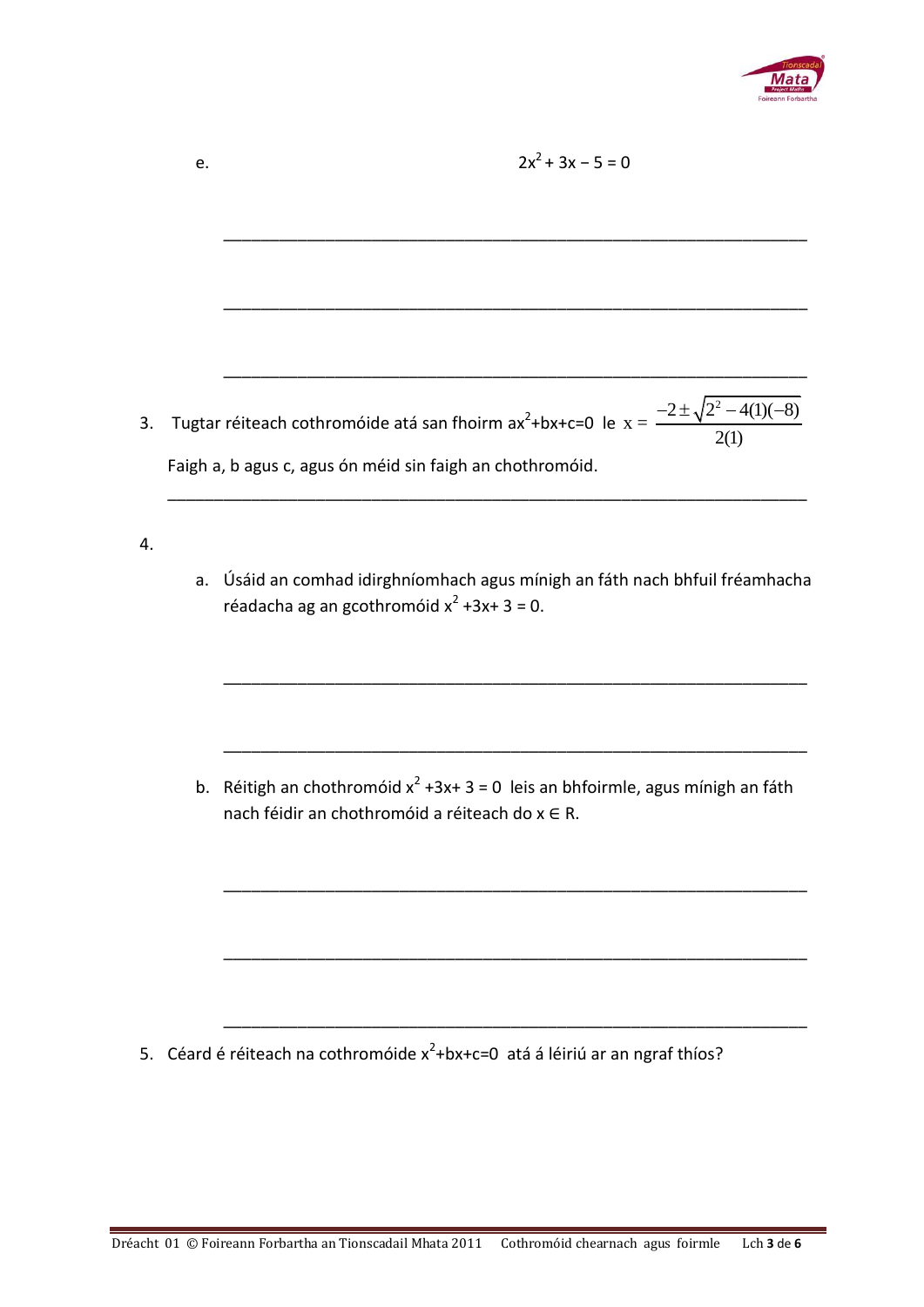e. $2x^2 + 3x - 5 = 0$

_______________________________________________________________

_______________________________________________________________

_______________________________________________________________

3. Tugtar réiteach cothromóide atá san fhoirm $ax^2+bx+c=0$ le $x = \dfrac{-2 \pm \sqrt{2^2 - 4(1)(-8)}}{2(1)}$

   Faigh a, b agus c, agus ón méid sin faigh an chothromóid.

   _______________________________________________________________

4.

   a. Úsáid an comhad idirghníomhach agus mínigh an fáth nach bhfuil fréamhacha réadacha ag an gcothromóid $x^2 +3x+ 3 = 0$.

   _______________________________________________________________

   _______________________________________________________________

   b. Réitigh an chothromóid $x^2 +3x+ 3 = 0$ leis an bhfoirmle, agus mínigh an fáth nach féidir an chothromóid a réiteach do $x \in R$.

   _______________________________________________________________

   _______________________________________________________________

   _______________________________________________________________

5. Céard é réiteach na cothromóide $x^2+bx+c=0$ atá á léiriú ar an ngraf thíos?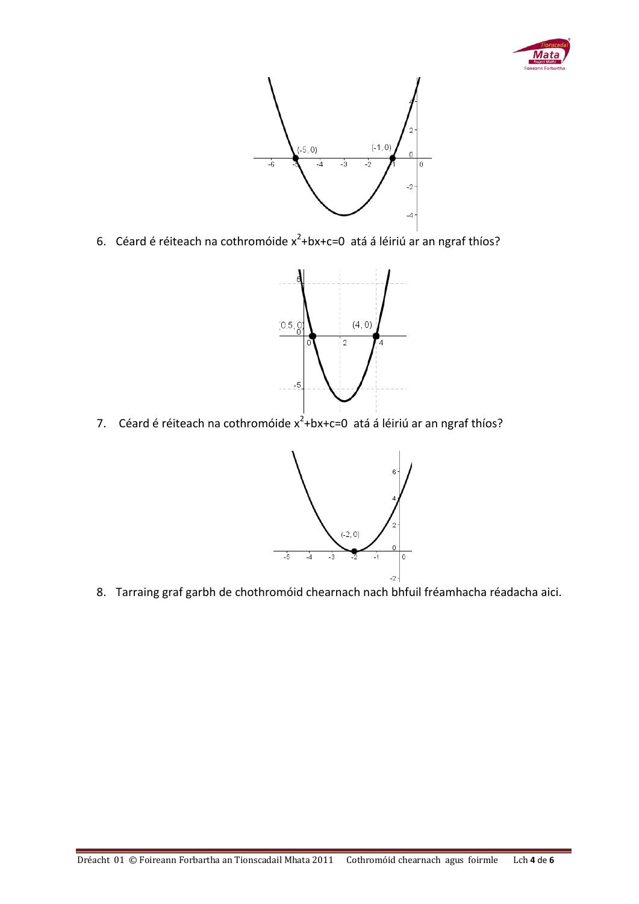(-5, 0)

(-1, 0)

-6 -4 -3 -2 -1 0

4 2 0 -2 -4

6. Céard é réiteach na cothromóide $x^2+bx+c=0$ atá á léiriú ar an ngraf thíos?

5

(0.5, 0)

(4, 0)

0 2 4

-5

7. Céard é réiteach na cothromóide $x^2+bx+c=0$ atá á léiriú ar an ngraf thíos?

6 4 2 0 -2

(-2, 0)

-5 -4 -3 -2 -1 0

8. Tarraing graf garbh de chothromóid chearnach nach bhfuil fréamhacha réadacha aici.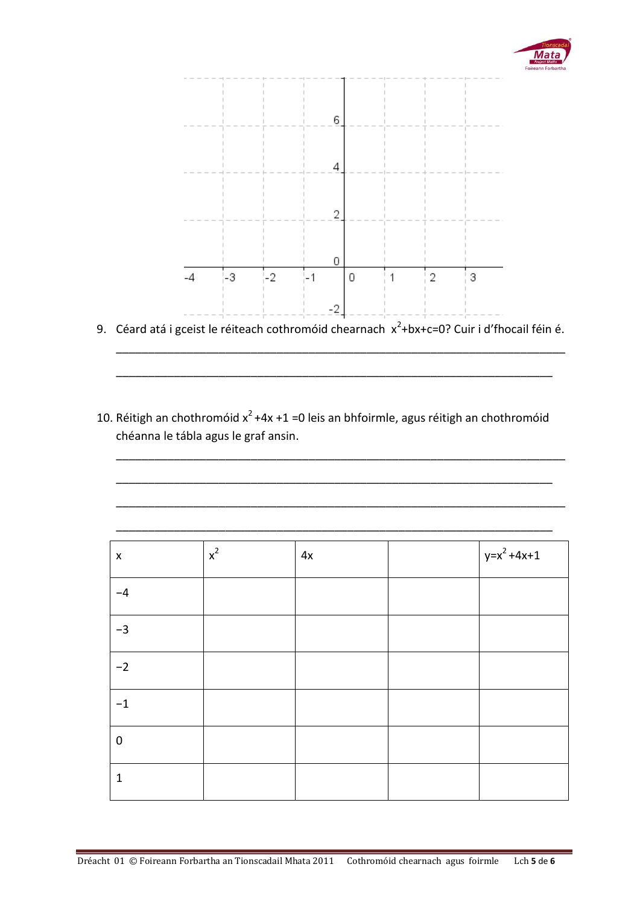6

4

2

0

-2

-4 -3 -2 -1 0 1 2 3

9. Céard atá i gceist le réiteach cothromóid chearnach $x^2+bx+c=0$? Cuir i d'fhocail féin é.

______________________________________________________________________

______________________________________________________________________

10. Réitigh an chothromóid $x^2+4x+1=0$ leis an bhfoirmle, agus réitigh an chothromóid chéanna le tábla agus le graf ansin.

______________________________________________________________________

______________________________________________________________________

______________________________________________________________________

______________________________________________________________________

| x | $x^2$ | 4x | | $y=x^2+4x+1$ |
|---|---|---|---|---|
| −4 | | | | |
| −3 | | | | |
| −2 | | | | |
| −1 | | | | |
| 0 | | | | |
| 1 | | | | |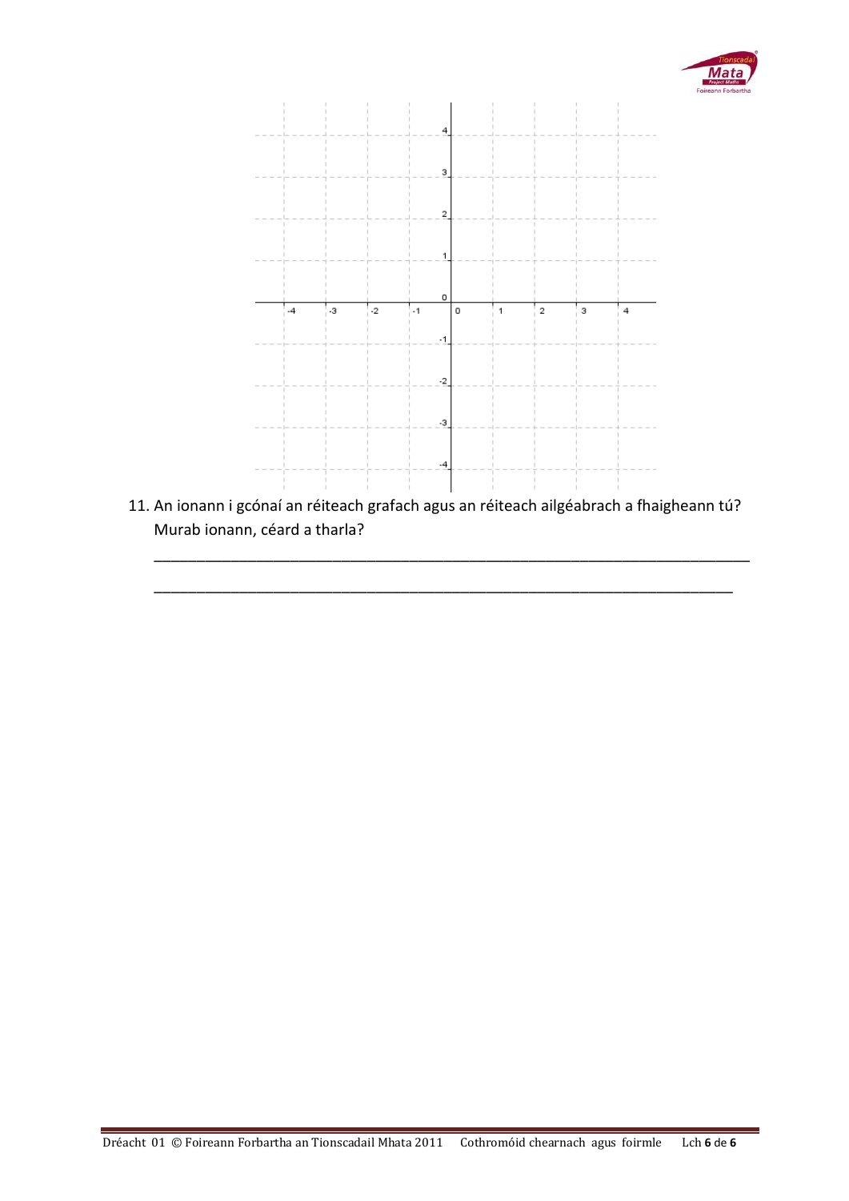4

3

2

1

0

-4 -3 -2 -1 0 1 2 3 4

-1

-2

-3

-4

11. An ionann i gcónaí an réiteach grafach agus an réiteach ailgéabrach a fhaigheann tú? Murab ionann, céard a tharla?

\_\_\_\_\_\_\_\_\_\_\_\_\_\_\_\_\_\_\_\_\_\_\_\_\_\_\_\_\_\_\_\_\_\_\_\_\_\_\_\_\_\_\_\_\_\_\_\_\_\_\_\_\_\_\_\_\_\_\_\_\_\_\_\_\_\_\_\_\_\_\_\_\_\_

\_\_\_\_\_\_\_\_\_\_\_\_\_\_\_\_\_\_\_\_\_\_\_\_\_\_\_\_\_\_\_\_\_\_\_\_\_\_\_\_\_\_\_\_\_\_\_\_\_\_\_\_\_\_\_\_\_\_\_\_\_\_\_\_\_\_\_\_\_\_\_\_\_\_